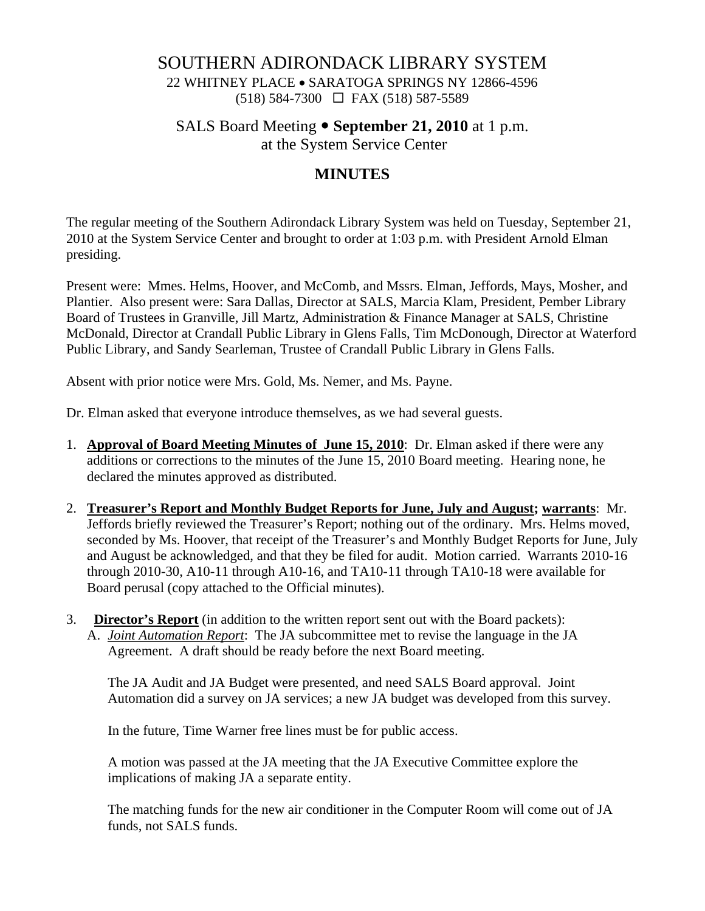# SOUTHERN ADIRONDACK LIBRARY SYSTEM

22 WHITNEY PLACE • SARATOGA SPRINGS NY 12866-4596
(518) 584-7300 ☐ FAX (518) 587-5589

## SALS Board Meeting • **September 21, 2010** at 1 p.m.
## at the System Service Center

## MINUTES

The regular meeting of the Southern Adirondack Library System was held on Tuesday, September 21, 2010 at the System Service Center and brought to order at 1:03 p.m. with President Arnold Elman presiding.

Present were: Mmes. Helms, Hoover, and McComb, and Mssrs. Elman, Jeffords, Mays, Mosher, and Plantier. Also present were: Sara Dallas, Director at SALS, Marcia Klam, President, Pember Library Board of Trustees in Granville, Jill Martz, Administration & Finance Manager at SALS, Christine McDonald, Director at Crandall Public Library in Glens Falls, Tim McDonough, Director at Waterford Public Library, and Sandy Searleman, Trustee of Crandall Public Library in Glens Falls.

Absent with prior notice were Mrs. Gold, Ms. Nemer, and Ms. Payne.

Dr. Elman asked that everyone introduce themselves, as we had several guests.

1. **Approval of Board Meeting Minutes of June 15, 2010**: Dr. Elman asked if there were any additions or corrections to the minutes of the June 15, 2010 Board meeting. Hearing none, he declared the minutes approved as distributed.

2. **Treasurer's Report and Monthly Budget Reports for June, July and August; warrants**: Mr. Jeffords briefly reviewed the Treasurer's Report; nothing out of the ordinary. Mrs. Helms moved, seconded by Ms. Hoover, that receipt of the Treasurer's and Monthly Budget Reports for June, July and August be acknowledged, and that they be filed for audit. Motion carried. Warrants 2010-16 through 2010-30, A10-11 through A10-16, and TA10-11 through TA10-18 were available for Board perusal (copy attached to the Official minutes).

3. **Director's Report** (in addition to the written report sent out with the Board packets):

   A. *Joint Automation Report*: The JA subcommittee met to revise the language in the JA Agreement. A draft should be ready before the next Board meeting.

      The JA Audit and JA Budget were presented, and need SALS Board approval. Joint Automation did a survey on JA services; a new JA budget was developed from this survey.

      In the future, Time Warner free lines must be for public access.

      A motion was passed at the JA meeting that the JA Executive Committee explore the implications of making JA a separate entity.

      The matching funds for the new air conditioner in the Computer Room will come out of JA funds, not SALS funds.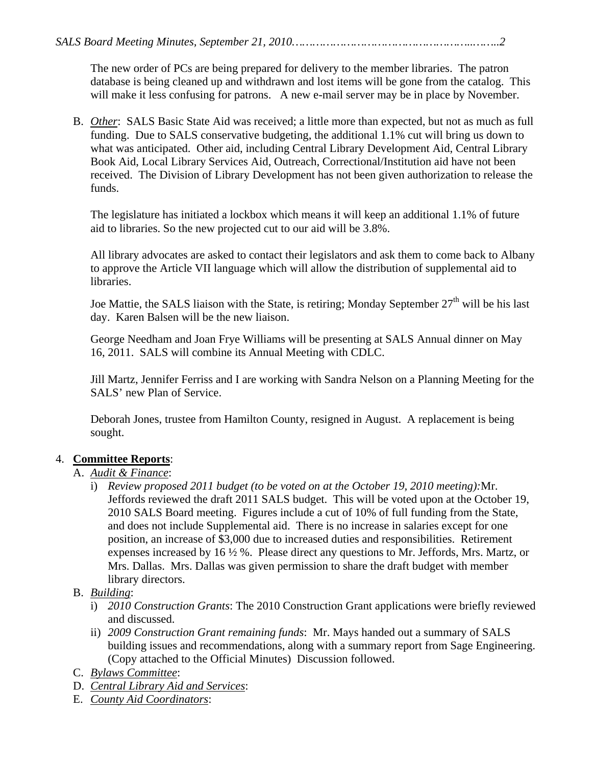The new order of PCs are being prepared for delivery to the member libraries. The patron database is being cleaned up and withdrawn and lost items will be gone from the catalog. This will make it less confusing for patrons. A new e-mail server may be in place by November.

B. *Other*: SALS Basic State Aid was received; a little more than expected, but not as much as full funding. Due to SALS conservative budgeting, the additional 1.1% cut will bring us down to what was anticipated. Other aid, including Central Library Development Aid, Central Library Book Aid, Local Library Services Aid, Outreach, Correctional/Institution aid have not been received. The Division of Library Development has not been given authorization to release the funds.

   The legislature has initiated a lockbox which means it will keep an additional 1.1% of future aid to libraries. So the new projected cut to our aid will be 3.8%.

   All library advocates are asked to contact their legislators and ask them to come back to Albany to approve the Article VII language which will allow the distribution of supplemental aid to libraries.

   Joe Mattie, the SALS liaison with the State, is retiring; Monday September 27th will be his last day. Karen Balsen will be the new liaison.

   George Needham and Joan Frye Williams will be presenting at SALS Annual dinner on May 16, 2011. SALS will combine its Annual Meeting with CDLC.

   Jill Martz, Jennifer Ferriss and I are working with Sandra Nelson on a Planning Meeting for the SALS' new Plan of Service.

   Deborah Jones, trustee from Hamilton County, resigned in August. A replacement is being sought.

4. **Committee Reports**:
   A. *Audit & Finance*:
      i) *Review proposed 2011 budget (to be voted on at the October 19, 2010 meeting):* Mr. Jeffords reviewed the draft 2011 SALS budget. This will be voted upon at the October 19, 2010 SALS Board meeting. Figures include a cut of 10% of full funding from the State, and does not include Supplemental aid. There is no increase in salaries except for one position, an increase of $3,000 due to increased duties and responsibilities. Retirement expenses increased by 16 ½ %. Please direct any questions to Mr. Jeffords, Mrs. Martz, or Mrs. Dallas. Mrs. Dallas was given permission to share the draft budget with member library directors.
   B. *Building*:
      i) *2010 Construction Grants*: The 2010 Construction Grant applications were briefly reviewed and discussed.
      ii) *2009 Construction Grant remaining funds*: Mr. Mays handed out a summary of SALS building issues and recommendations, along with a summary report from Sage Engineering. (Copy attached to the Official Minutes) Discussion followed.
   C. *Bylaws Committee*:
   D. *Central Library Aid and Services*:
   E. *County Aid Coordinators*: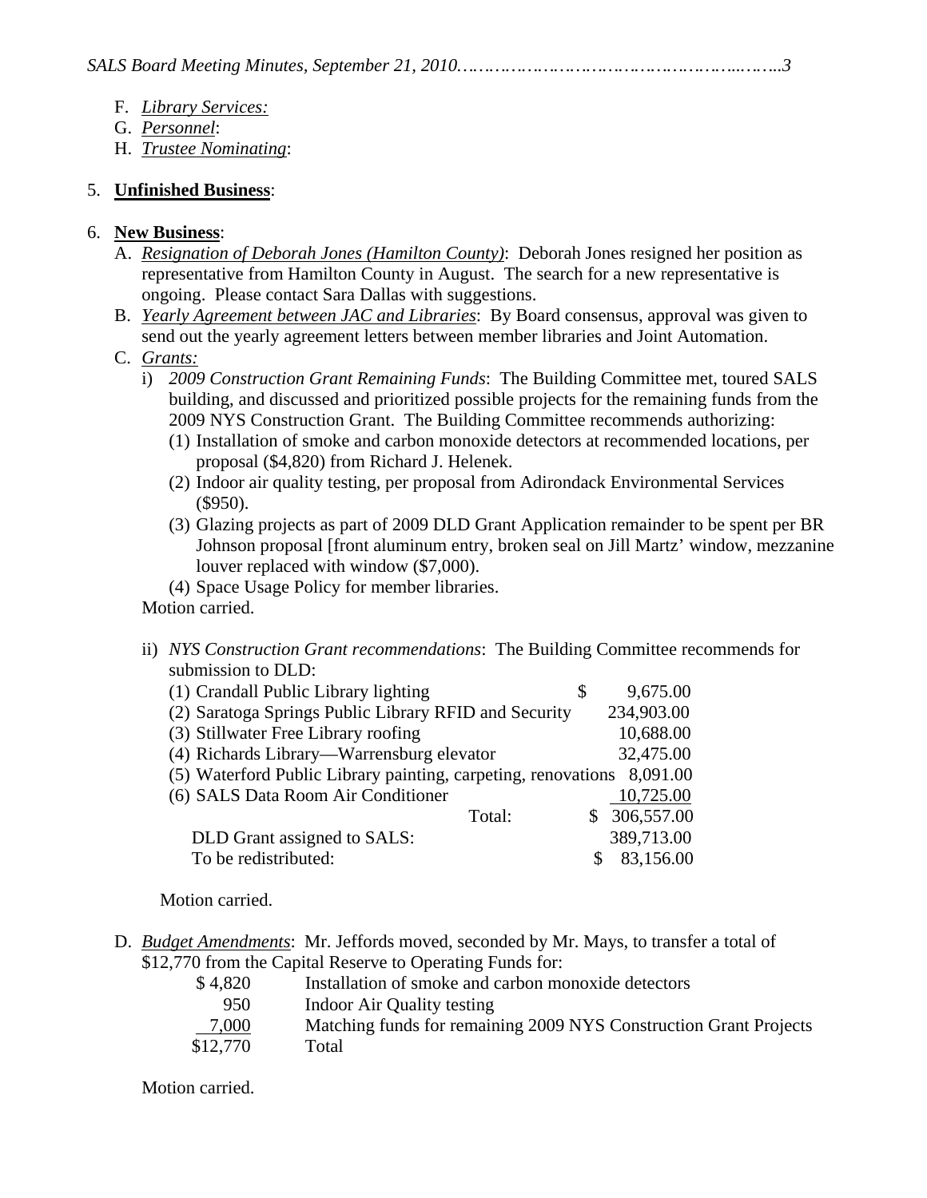F. *Library Services:*
G. *Personnel*:
H. *Trustee Nominating*:

5. **Unfinished Business**:

6. **New Business**:
   A. *Resignation of Deborah Jones (Hamilton County)*: Deborah Jones resigned her position as representative from Hamilton County in August. The search for a new representative is ongoing. Please contact Sara Dallas with suggestions.
   B. *Yearly Agreement between JAC and Libraries*: By Board consensus, approval was given to send out the yearly agreement letters between member libraries and Joint Automation.
   C. *Grants:*
      i) *2009 Construction Grant Remaining Funds*: The Building Committee met, toured SALS building, and discussed and prioritized possible projects for the remaining funds from the 2009 NYS Construction Grant. The Building Committee recommends authorizing:
         (1) Installation of smoke and carbon monoxide detectors at recommended locations, per proposal ($4,820) from Richard J. Helenek.
         (2) Indoor air quality testing, per proposal from Adirondack Environmental Services ($950).
         (3) Glazing projects as part of 2009 DLD Grant Application remainder to be spent per BR Johnson proposal [front aluminum entry, broken seal on Jill Martz' window, mezzanine louver replaced with window ($7,000).
         (4) Space Usage Policy for member libraries.

      Motion carried.

      ii) *NYS Construction Grant recommendations*: The Building Committee recommends for submission to DLD:

| | |
|---|---|
| (1) Crandall Public Library lighting | $ 9,675.00 |
| (2) Saratoga Springs Public Library RFID and Security | 234,903.00 |
| (3) Stillwater Free Library roofing | 10,688.00 |
| (4) Richards Library—Warrensburg elevator | 32,475.00 |
| (5) Waterford Public Library painting, carpeting, renovations | 8,091.00 |
| (6) SALS Data Room Air Conditioner | 10,725.00 |
| Total: | $ 306,557.00 |
| DLD Grant assigned to SALS: | 389,713.00 |
| To be redistributed: | $ 83,156.00 |

      Motion carried.

   D. *Budget Amendments*: Mr. Jeffords moved, seconded by Mr. Mays, to transfer a total of $12,770 from the Capital Reserve to Operating Funds for:

| | |
|---|---|
| $ 4,820 | Installation of smoke and carbon monoxide detectors |
| 950 | Indoor Air Quality testing |
| 7,000 | Matching funds for remaining 2009 NYS Construction Grant Projects |
| $12,770 | Total |

   Motion carried.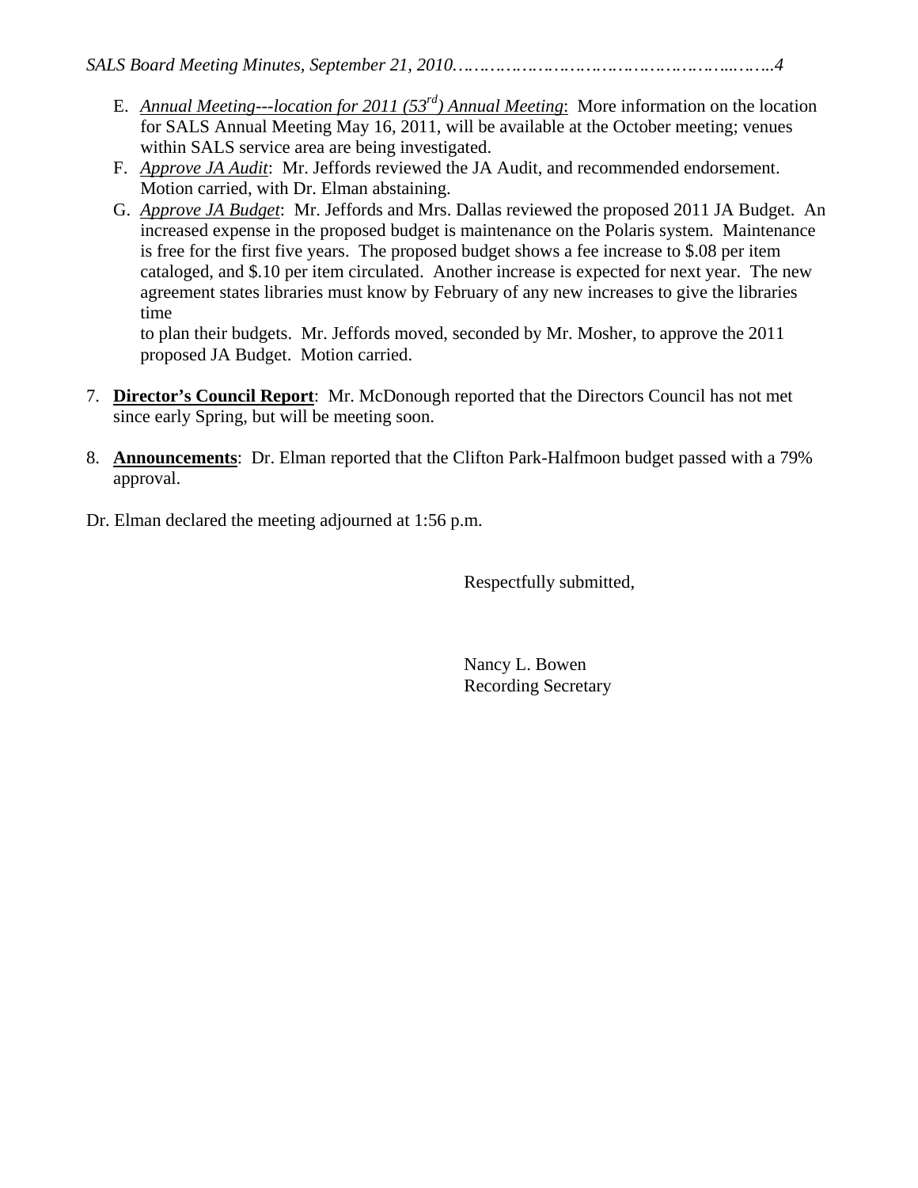E. *Annual Meeting---location for 2011 (53rd) Annual Meeting*: More information on the location for SALS Annual Meeting May 16, 2011, will be available at the October meeting; venues within SALS service area are being investigated.

F. *Approve JA Audit*: Mr. Jeffords reviewed the JA Audit, and recommended endorsement. Motion carried, with Dr. Elman abstaining.

G. *Approve JA Budget*: Mr. Jeffords and Mrs. Dallas reviewed the proposed 2011 JA Budget. An increased expense in the proposed budget is maintenance on the Polaris system. Maintenance is free for the first five years. The proposed budget shows a fee increase to $.08 per item cataloged, and $.10 per item circulated. Another increase is expected for next year. The new agreement states libraries must know by February of any new increases to give the libraries time to plan their budgets. Mr. Jeffords moved, seconded by Mr. Mosher, to approve the 2011 proposed JA Budget. Motion carried.

7. **Director's Council Report**: Mr. McDonough reported that the Directors Council has not met since early Spring, but will be meeting soon.

8. **Announcements**: Dr. Elman reported that the Clifton Park-Halfmoon budget passed with a 79% approval.

Dr. Elman declared the meeting adjourned at 1:56 p.m.

Respectfully submitted,

Nancy L. Bowen
Recording Secretary